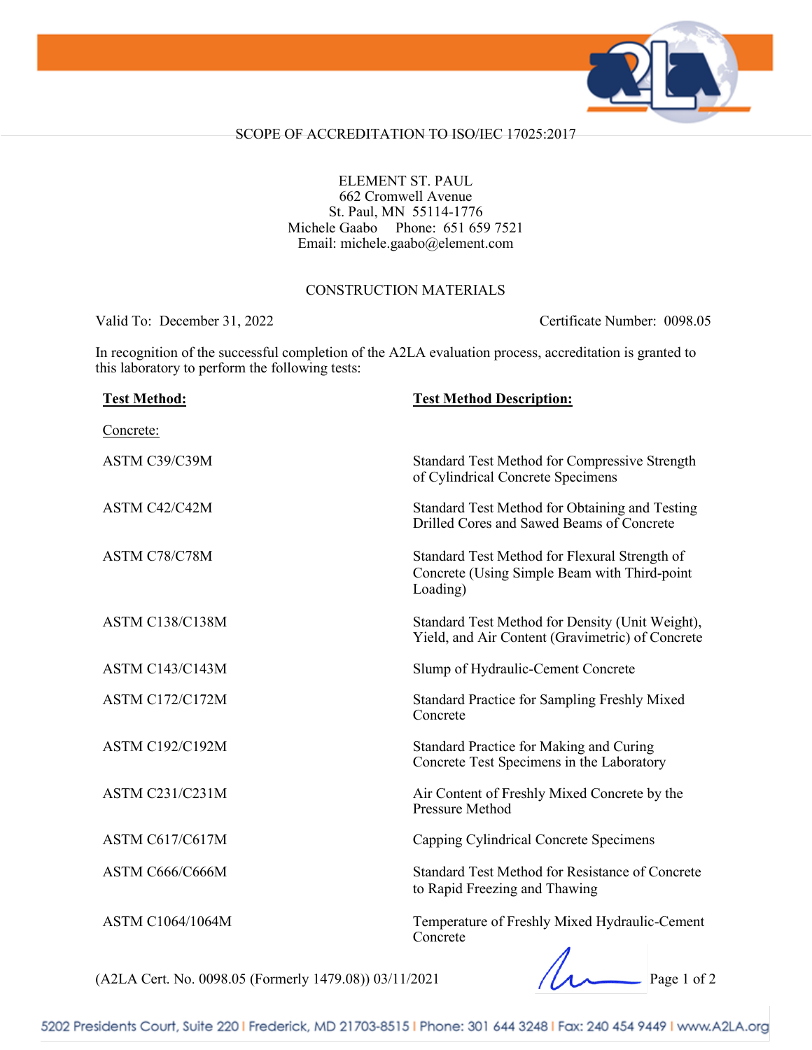# SCOPE OF ACCREDITATION TO ISO/IEC 17025:2017

ELEMENT ST. PAUL
662 Cromwell Avenue
St. Paul, MN 55114-1776
Michele Gaabo Phone: 651 659 7521
Email: michele.gaabo@element.com

## CONSTRUCTION MATERIALS

Valid To: December 31, 2022 Certificate Number: 0098.05

In recognition of the successful completion of the A2LA evaluation process, accreditation is granted to this laboratory to perform the following tests:

| Test Method: | Test Method Description: |
|---|---|
| Concrete: | |
| ASTM C39/C39M | Standard Test Method for Compressive Strength of Cylindrical Concrete Specimens |
| ASTM C42/C42M | Standard Test Method for Obtaining and Testing Drilled Cores and Sawed Beams of Concrete |
| ASTM C78/C78M | Standard Test Method for Flexural Strength of Concrete (Using Simple Beam with Third-point Loading) |
| ASTM C138/C138M | Standard Test Method for Density (Unit Weight), Yield, and Air Content (Gravimetric) of Concrete |
| ASTM C143/C143M | Slump of Hydraulic-Cement Concrete |
| ASTM C172/C172M | Standard Practice for Sampling Freshly Mixed Concrete |
| ASTM C192/C192M | Standard Practice for Making and Curing Concrete Test Specimens in the Laboratory |
| ASTM C231/C231M | Air Content of Freshly Mixed Concrete by the Pressure Method |
| ASTM C617/C617M | Capping Cylindrical Concrete Specimens |
| ASTM C666/C666M | Standard Test Method for Resistance of Concrete to Rapid Freezing and Thawing |
| ASTM C1064/1064M | Temperature of Freshly Mixed Hydraulic-Cement Concrete |

(A2LA Cert. No. 0098.05 (Formerly 1479.08)) 03/11/2021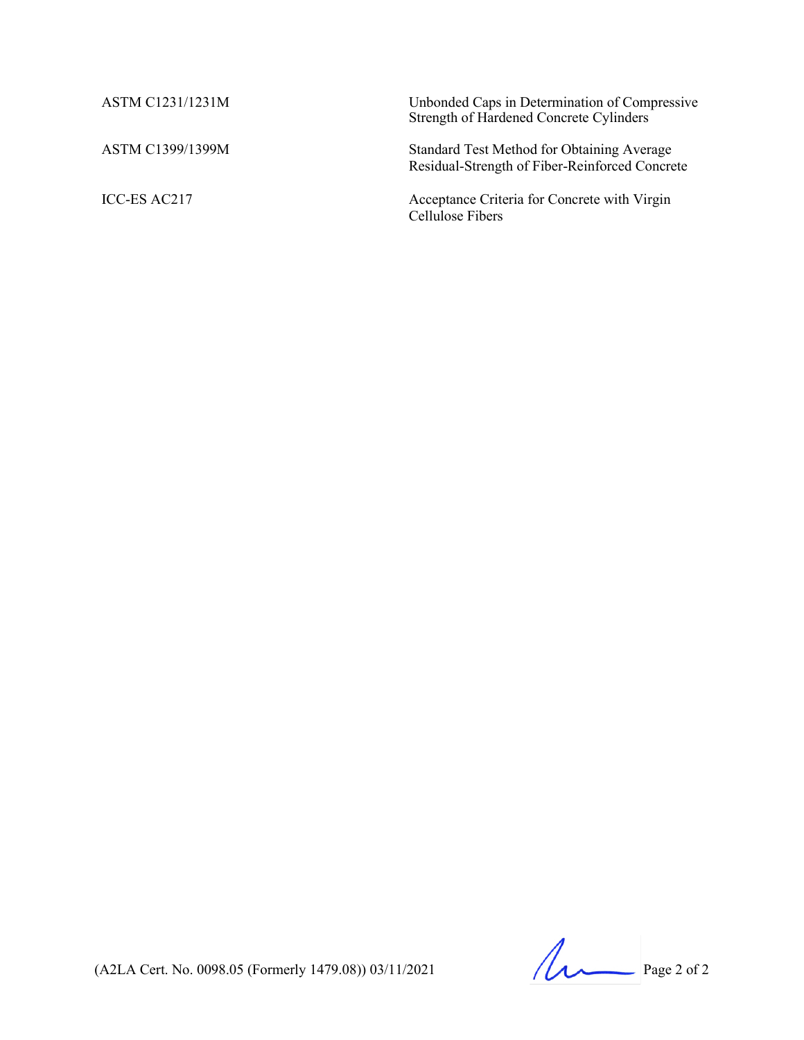| | |
|---|---|
| ASTM C1231/1231M | Unbonded Caps in Determination of Compressive Strength of Hardened Concrete Cylinders |
| ASTM C1399/1399M | Standard Test Method for Obtaining Average Residual-Strength of Fiber-Reinforced Concrete |
| ICC-ES AC217 | Acceptance Criteria for Concrete with Virgin Cellulose Fibers |

(A2LA Cert. No. 0098.05 (Formerly 1479.08)) 03/11/2021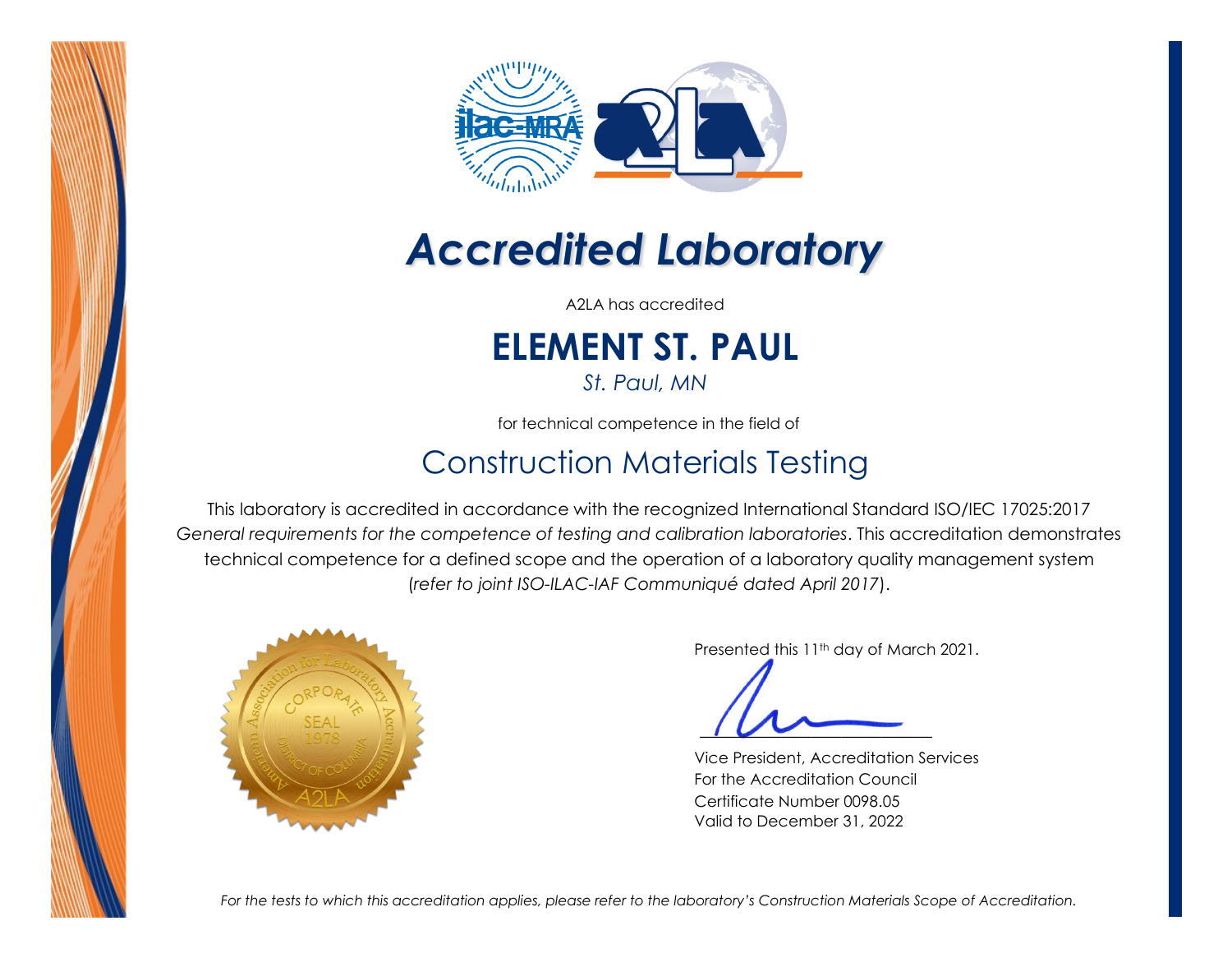# Accredited Laboratory

A2LA has accredited

## ELEMENT ST. PAUL

*St. Paul, MN*

for technical competence in the field of

## Construction Materials Testing

This laboratory is accredited in accordance with the recognized International Standard ISO/IEC 17025:2017 *General requirements for the competence of testing and calibration laboratories*. This accreditation demonstrates technical competence for a defined scope and the operation of a laboratory quality management system (*refer to joint ISO-ILAC-IAF Communiqué dated April 2017*).

Presented this 11th day of March 2021.

Vice President, Accreditation Services
For the Accreditation Council
Certificate Number 0098.05
Valid to December 31, 2022

*For the tests to which this accreditation applies, please refer to the laboratory's Construction Materials Scope of Accreditation.*